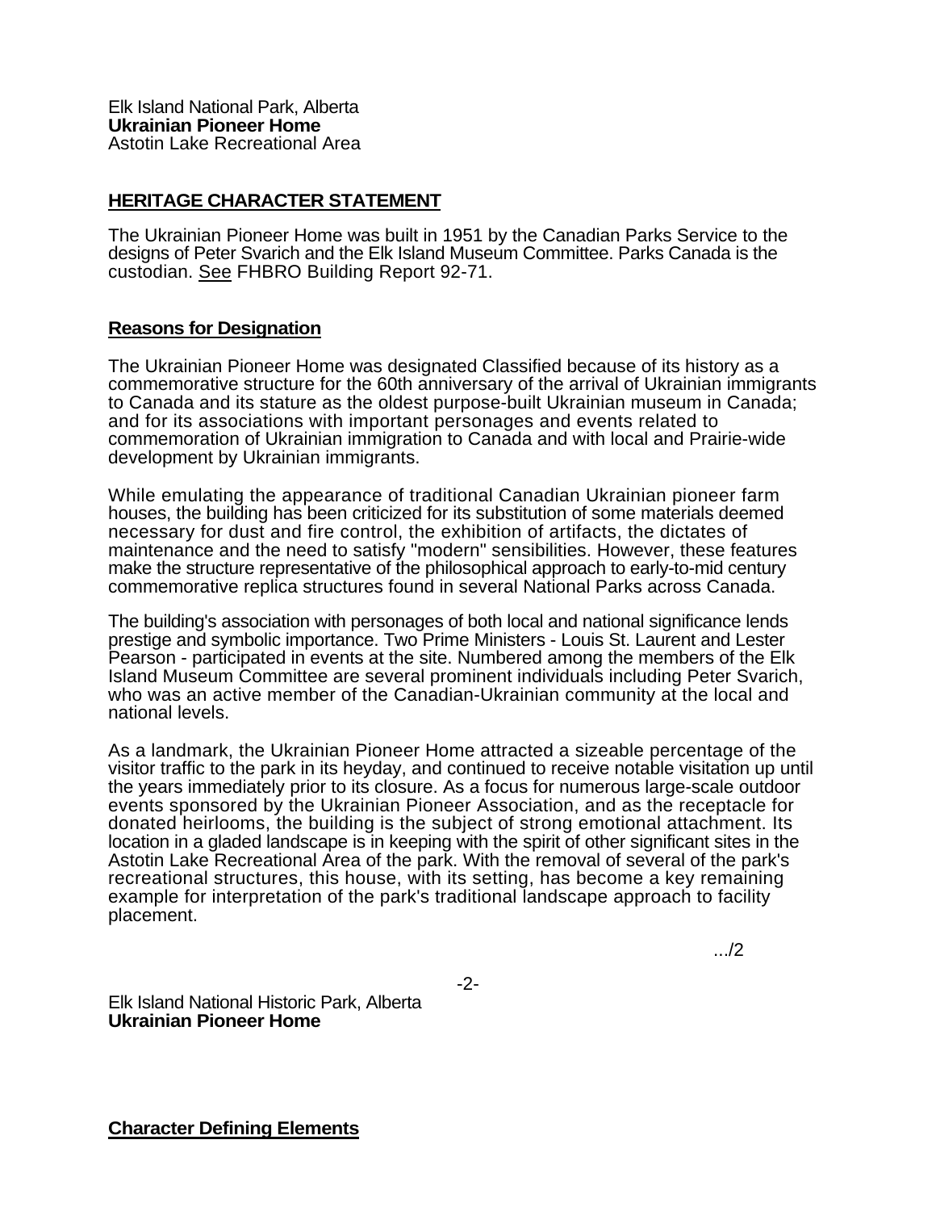Elk Island National Park, Alberta
**Ukrainian Pioneer Home**
Astotin Lake Recreational Area

## HERITAGE CHARACTER STATEMENT

The Ukrainian Pioneer Home was built in 1951 by the Canadian Parks Service to the designs of Peter Svarich and the Elk Island Museum Committee. Parks Canada is the custodian. See FHBRO Building Report 92-71.

### Reasons for Designation

The Ukrainian Pioneer Home was designated Classified because of its history as a commemorative structure for the 60th anniversary of the arrival of Ukrainian immigrants to Canada and its stature as the oldest purpose-built Ukrainian museum in Canada; and for its associations with important personages and events related to commemoration of Ukrainian immigration to Canada and with local and Prairie-wide development by Ukrainian immigrants.

While emulating the appearance of traditional Canadian Ukrainian pioneer farm houses, the building has been criticized for its substitution of some materials deemed necessary for dust and fire control, the exhibition of artifacts, the dictates of maintenance and the need to satisfy "modern" sensibilities. However, these features make the structure representative of the philosophical approach to early-to-mid century commemorative replica structures found in several National Parks across Canada.

The building's association with personages of both local and national significance lends prestige and symbolic importance. Two Prime Ministers - Louis St. Laurent and Lester Pearson - participated in events at the site. Numbered among the members of the Elk Island Museum Committee are several prominent individuals including Peter Svarich, who was an active member of the Canadian-Ukrainian community at the local and national levels.

As a landmark, the Ukrainian Pioneer Home attracted a sizeable percentage of the visitor traffic to the park in its heyday, and continued to receive notable visitation up until the years immediately prior to its closure. As a focus for numerous large-scale outdoor events sponsored by the Ukrainian Pioneer Association, and as the receptacle for donated heirlooms, the building is the subject of strong emotional attachment. Its location in a gladed landscape is in keeping with the spirit of other significant sites in the Astotin Lake Recreational Area of the park. With the removal of several of the park's recreational structures, this house, with its setting, has become a key remaining example for interpretation of the park's traditional landscape approach to facility placement.

.../2

Elk Island National Historic Park, Alberta
**Ukrainian Pioneer Home**

### Character Defining Elements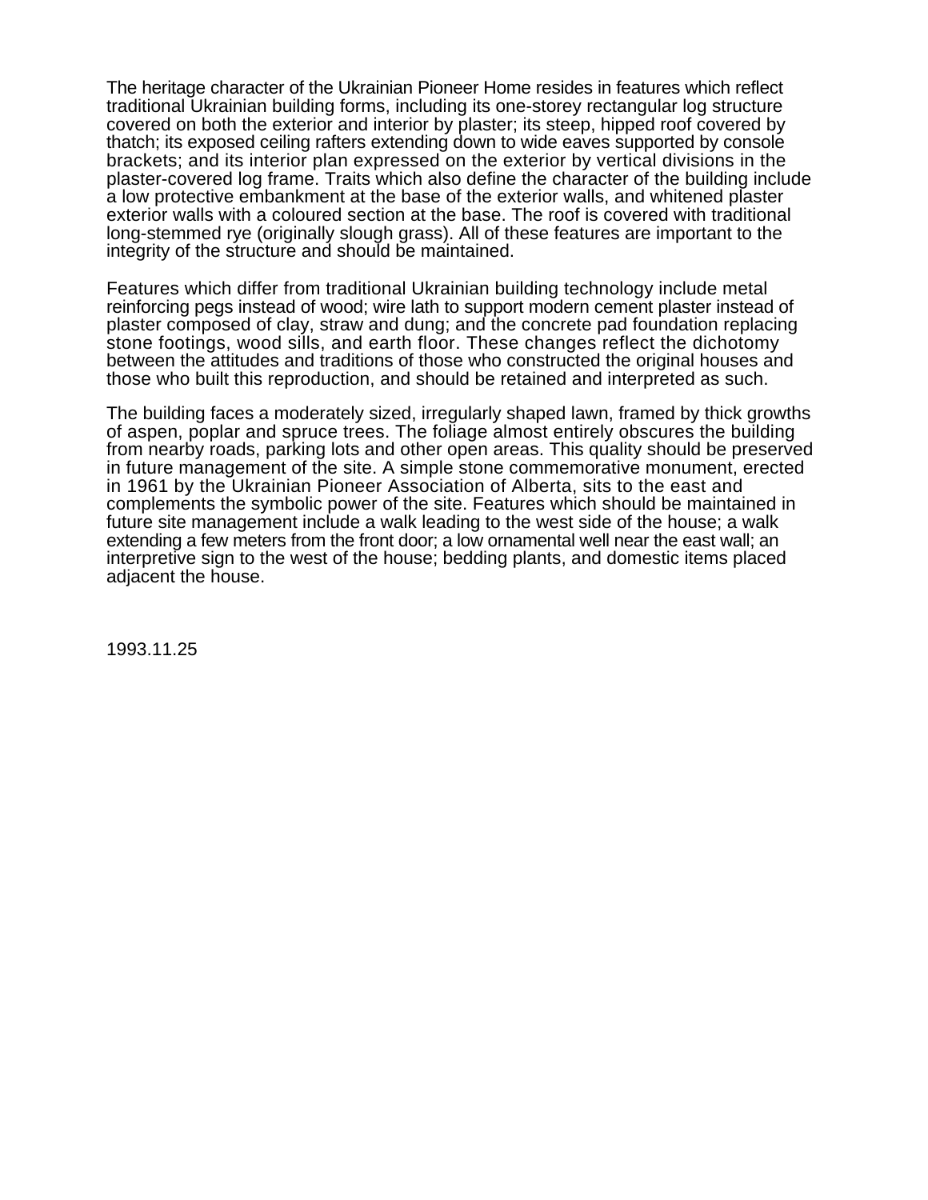The heritage character of the Ukrainian Pioneer Home resides in features which reflect traditional Ukrainian building forms, including its one-storey rectangular log structure covered on both the exterior and interior by plaster; its steep, hipped roof covered by thatch; its exposed ceiling rafters extending down to wide eaves supported by console brackets; and its interior plan expressed on the exterior by vertical divisions in the plaster-covered log frame. Traits which also define the character of the building include a low protective embankment at the base of the exterior walls, and whitened plaster exterior walls with a coloured section at the base. The roof is covered with traditional long-stemmed rye (originally slough grass). All of these features are important to the integrity of the structure and should be maintained.

Features which differ from traditional Ukrainian building technology include metal reinforcing pegs instead of wood; wire lath to support modern cement plaster instead of plaster composed of clay, straw and dung; and the concrete pad foundation replacing stone footings, wood sills, and earth floor. These changes reflect the dichotomy between the attitudes and traditions of those who constructed the original houses and those who built this reproduction, and should be retained and interpreted as such.

The building faces a moderately sized, irregularly shaped lawn, framed by thick growths of aspen, poplar and spruce trees. The foliage almost entirely obscures the building from nearby roads, parking lots and other open areas. This quality should be preserved in future management of the site. A simple stone commemorative monument, erected in 1961 by the Ukrainian Pioneer Association of Alberta, sits to the east and complements the symbolic power of the site. Features which should be maintained in future site management include a walk leading to the west side of the house; a walk extending a few meters from the front door; a low ornamental well near the east wall; an interpretive sign to the west of the house; bedding plants, and domestic items placed adjacent the house.

1993.11.25